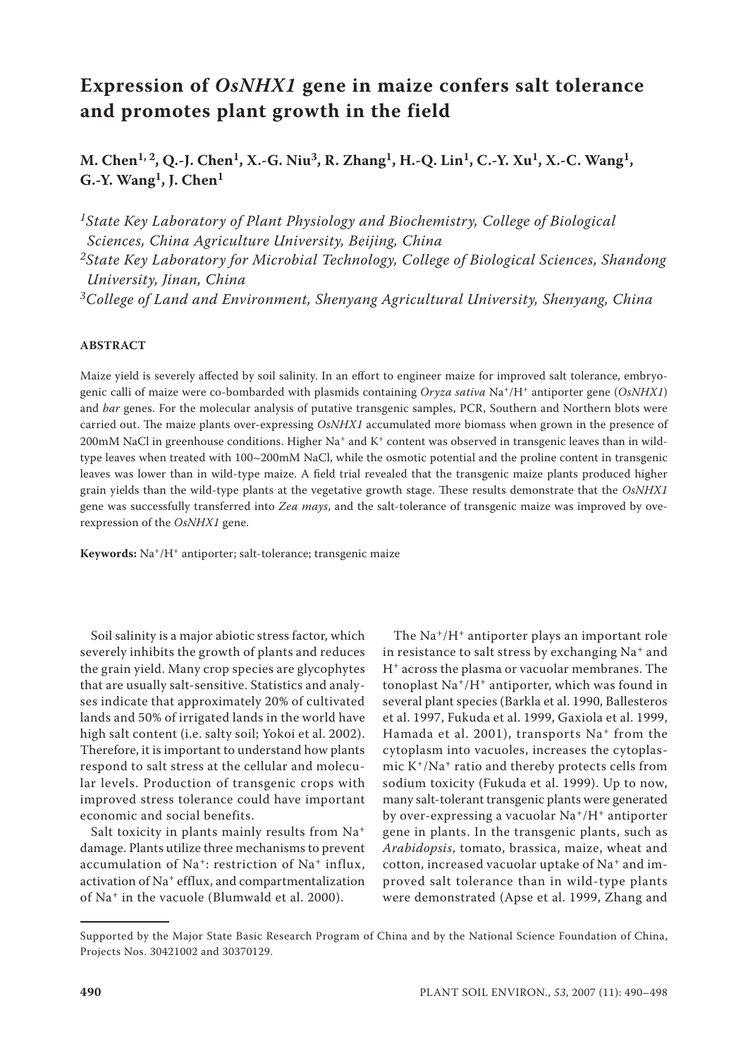# Expression of *OsNHX1* gene in maize confers salt tolerance and promotes plant growth in the field

**M. Chen[1,2], Q.-J. Chen[1], X.-G. Niu[3], R. Zhang[1], H.-Q. Lin[1], C.-Y. Xu[1], X.-C. Wang[1], G.-Y. Wang[1], J. Chen[1]**

[1]*State Key Laboratory of Plant Physiology and Biochemistry, College of Biological Sciences, China Agriculture University, Beijing, China*

[2]*State Key Laboratory for Microbial Technology, College of Biological Sciences, Shandong University, Jinan, China*

[3]*College of Land and Environment, Shenyang Agricultural University, Shenyang, China*

## ABSTRACT

Maize yield is severely affected by soil salinity. In an effort to engineer maize for improved salt tolerance, embryogenic calli of maize were co-bombarded with plasmids containing *Oryza sativa* $Na^+/H^+$ antiporter gene (*OsNHX1*) and *bar* genes. For the molecular analysis of putative transgenic samples, PCR, Southern and Northern blots were carried out. The maize plants over-expressing *OsNHX1* accumulated more biomass when grown in the presence of 200mM NaCl in greenhouse conditions. Higher $Na^+$ and $K^+$ content was observed in transgenic leaves than in wild-type leaves when treated with 100~200mM NaCl, while the osmotic potential and the proline content in transgenic leaves was lower than in wild-type maize. A field trial revealed that the transgenic maize plants produced higher grain yields than the wild-type plants at the vegetative growth stage. These results demonstrate that the *OsNHX1* gene was successfully transferred into *Zea mays*, and the salt-tolerance of transgenic maize was improved by overexpression of the *OsNHX1* gene.

**Keywords:** $Na^+/H^+$ antiporter; salt-tolerance; transgenic maize

Soil salinity is a major abiotic stress factor, which severely inhibits the growth of plants and reduces the grain yield. Many crop species are glycophytes that are usually salt-sensitive. Statistics and analyses indicate that approximately 20% of cultivated lands and 50% of irrigated lands in the world have high salt content (i.e. salty soil; Yokoi et al. 2002). Therefore, it is important to understand how plants respond to salt stress at the cellular and molecular levels. Production of transgenic crops with improved stress tolerance could have important economic and social benefits.

Salt toxicity in plants mainly results from $Na^+$ damage. Plants utilize three mechanisms to prevent accumulation of $Na^+$: restriction of $Na^+$ influx, activation of $Na^+$ efflux, and compartmentalization of $Na^+$ in the vacuole (Blumwald et al. 2000).

The $Na^+/H^+$ antiporter plays an important role in resistance to salt stress by exchanging $Na^+$ and $H^+$ across the plasma or vacuolar membranes. The tonoplast $Na^+/H^+$ antiporter, which was found in several plant species (Barkla et al. 1990, Ballesteros et al. 1997, Fukuda et al. 1999, Gaxiola et al. 1999, Hamada et al. 2001), transports $Na^+$ from the cytoplasm into vacuoles, increases the cytoplasmic $K^+/Na^+$ ratio and thereby protects cells from sodium toxicity (Fukuda et al. 1999). Up to now, many salt-tolerant transgenic plants were generated by over-expressing a vacuolar $Na^+/H^+$ antiporter gene in plants. In the transgenic plants, such as *Arabidopsis*, tomato, brassica, maize, wheat and cotton, increased vacuolar uptake of $Na^+$ and improved salt tolerance than in wild-type plants were demonstrated (Apse et al. 1999, Zhang and

---

Supported by the Major State Basic Research Program of China and by the National Science Foundation of China, Projects Nos. 30421002 and 30370129.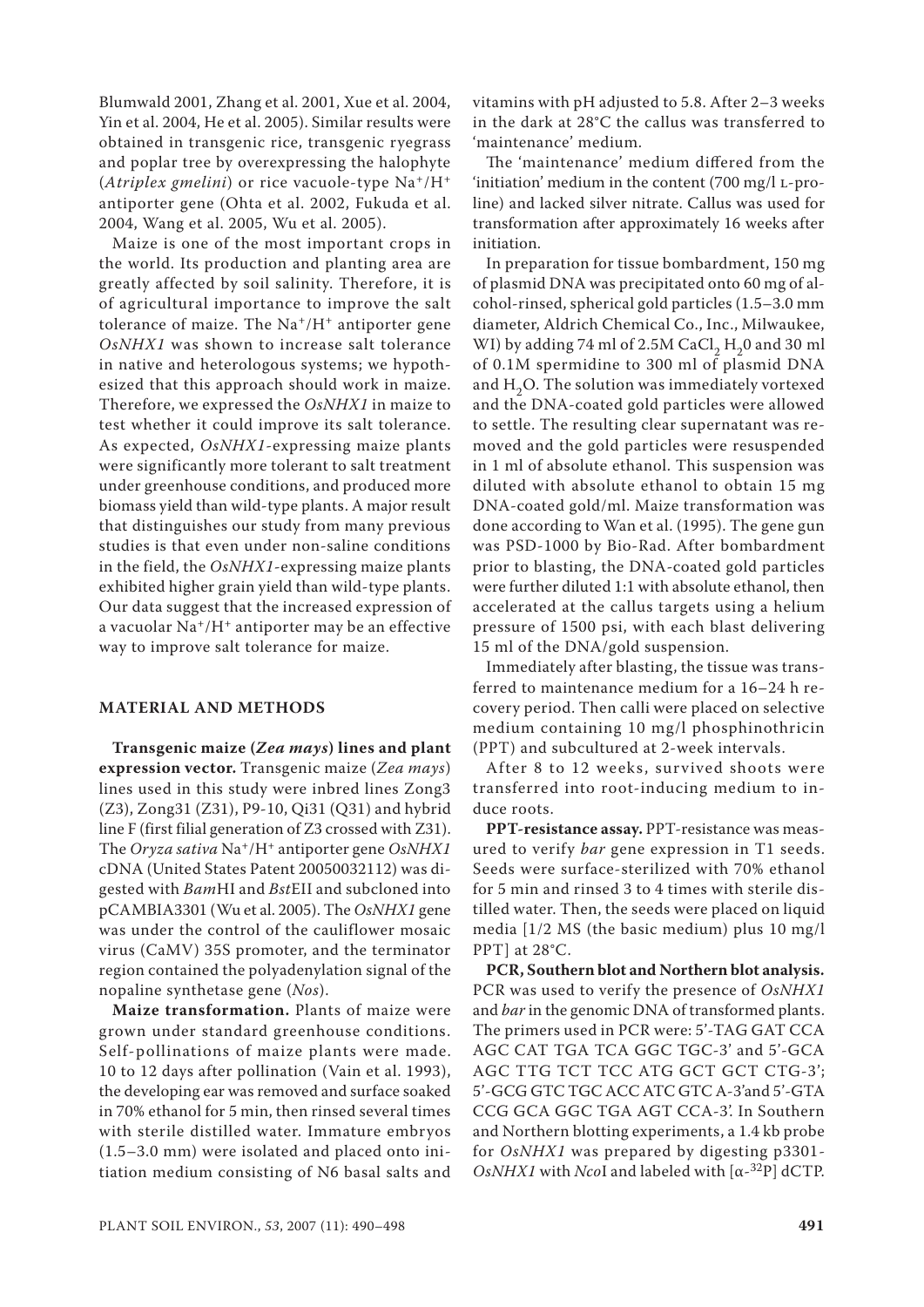Blumwald 2001, Zhang et al. 2001, Xue et al. 2004, Yin et al. 2004, He et al. 2005). Similar results were obtained in transgenic rice, transgenic ryegrass and poplar tree by overexpressing the halophyte (*Atriplex gmelini*) or rice vacuole-type $Na^+/H^+$ antiporter gene (Ohta et al. 2002, Fukuda et al. 2004, Wang et al. 2005, Wu et al. 2005).

Maize is one of the most important crops in the world. Its production and planting area are greatly affected by soil salinity. Therefore, it is of agricultural importance to improve the salt tolerance of maize. The $Na^+/H^+$ antiporter gene *OsNHX1* was shown to increase salt tolerance in native and heterologous systems; we hypothesized that this approach should work in maize. Therefore, we expressed the *OsNHX1* in maize to test whether it could improve its salt tolerance. As expected, *OsNHX1*-expressing maize plants were significantly more tolerant to salt treatment under greenhouse conditions, and produced more biomass yield than wild-type plants. A major result that distinguishes our study from many previous studies is that even under non-saline conditions in the field, the *OsNHX1*-expressing maize plants exhibited higher grain yield than wild-type plants. Our data suggest that the increased expression of a vacuolar $Na^+/H^+$ antiporter may be an effective way to improve salt tolerance for maize.

## MATERIAL AND METHODS

**Transgenic maize (*Zea mays*) lines and plant expression vector.** Transgenic maize (*Zea mays*) lines used in this study were inbred lines Zong3 (Z3), Zong31 (Z31), P9-10, Qi31 (Q31) and hybrid line F (first filial generation of Z3 crossed with Z31). The *Oryza sativa* $Na^+/H^+$ antiporter gene *OsNHX1* cDNA (United States Patent 20050032112) was digested with *Bam*HI and *Bst*EII and subcloned into pCAMBIA3301 (Wu et al. 2005). The *OsNHX1* gene was under the control of the cauliflower mosaic virus (CaMV) 35S promoter, and the terminator region contained the polyadenylation signal of the nopaline synthetase gene (*Nos*).

**Maize transformation.** Plants of maize were grown under standard greenhouse conditions. Self-pollinations of maize plants were made. 10 to 12 days after pollination (Vain et al. 1993), the developing ear was removed and surface soaked in 70% ethanol for 5 min, then rinsed several times with sterile distilled water. Immature embryos (1.5–3.0 mm) were isolated and placed onto initiation medium consisting of N6 basal salts and vitamins with pH adjusted to 5.8. After 2–3 weeks in the dark at 28°C the callus was transferred to 'maintenance' medium.

The 'maintenance' medium differed from the 'initiation' medium in the content (700 mg/l L-proline) and lacked silver nitrate. Callus was used for transformation after approximately 16 weeks after initiation.

In preparation for tissue bombardment, 150 mg of plasmid DNA was precipitated onto 60 mg of alcohol-rinsed, spherical gold particles (1.5–3.0 mm diameter, Aldrich Chemical Co., Inc., Milwaukee, WI) by adding 74 ml of 2.5M $CaCl_2$ $H_20$ and 30 ml of 0.1M spermidine to 300 ml of plasmid DNA and $H_2O$. The solution was immediately vortexed and the DNA-coated gold particles were allowed to settle. The resulting clear supernatant was removed and the gold particles were resuspended in 1 ml of absolute ethanol. This suspension was diluted with absolute ethanol to obtain 15 mg DNA-coated gold/ml. Maize transformation was done according to Wan et al. (1995). The gene gun was PSD-1000 by Bio-Rad. After bombardment prior to blasting, the DNA-coated gold particles were further diluted 1:1 with absolute ethanol, then accelerated at the callus targets using a helium pressure of 1500 psi, with each blast delivering 15 ml of the DNA/gold suspension.

Immediately after blasting, the tissue was transferred to maintenance medium for a 16–24 h recovery period. Then calli were placed on selective medium containing 10 mg/l phosphinothricin (PPT) and subcultured at 2-week intervals.

After 8 to 12 weeks, survived shoots were transferred into root-inducing medium to induce roots.

**PPT-resistance assay.** PPT-resistance was measured to verify *bar* gene expression in T1 seeds. Seeds were surface-sterilized with 70% ethanol for 5 min and rinsed 3 to 4 times with sterile distilled water. Then, the seeds were placed on liquid media [1/2 MS (the basic medium) plus 10 mg/l PPT] at 28°C.

**PCR, Southern blot and Northern blot analysis.** PCR was used to verify the presence of *OsNHX1* and *bar* in the genomic DNA of transformed plants. The primers used in PCR were: 5'-TAG GAT CCA AGC CAT TGA TCA GGC TGC-3' and 5'-GCA AGC TTG TCT TCC ATG GCT GCT CTG-3'; 5'-GCG GTC TGC ACC ATC GTC A-3'and 5'-GTA CCG GCA GGC TGA AGT CCA-3'. In Southern and Northern blotting experiments, a 1.4 kb probe for *OsNHX1* was prepared by digesting p3301-*OsNHX1* with *Nco*I and labeled with [$\alpha$-$^{32}$P] dCTP.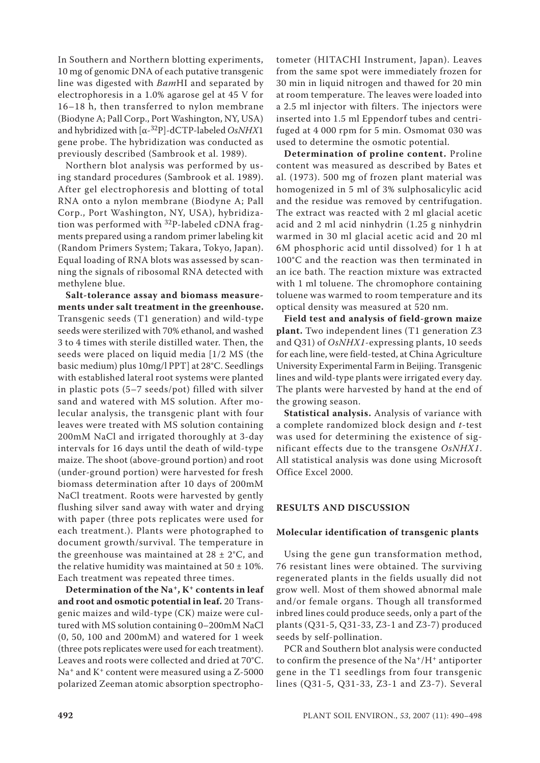In Southern and Northern blotting experiments, 10 mg of genomic DNA of each putative transgenic line was digested with *Bam*HI and separated by electrophoresis in a 1.0% agarose gel at 45 V for 16–18 h, then transferred to nylon membrane (Biodyne A; Pall Corp., Port Washington, NY, USA) and hybridized with [α-$^{32}$P]-dCTP-labeled *OsNHX*1 gene probe. The hybridization was conducted as previously described (Sambrook et al. 1989).

Northern blot analysis was performed by using standard procedures (Sambrook et al. 1989). After gel electrophoresis and blotting of total RNA onto a nylon membrane (Biodyne A; Pall Corp., Port Washington, NY, USA), hybridization was performed with $^{32}$P-labeled cDNA fragments prepared using a random primer labeling kit (Random Primers System; Takara, Tokyo, Japan). Equal loading of RNA blots was assessed by scanning the signals of ribosomal RNA detected with methylene blue.

**Salt-tolerance assay and biomass measurements under salt treatment in the greenhouse.** Transgenic seeds (T1 generation) and wild-type seeds were sterilized with 70% ethanol, and washed 3 to 4 times with sterile distilled water. Then, the seeds were placed on liquid media [1/2 MS (the basic medium) plus 10mg/l PPT] at 28°C. Seedlings with established lateral root systems were planted in plastic pots (5–7 seeds/pot) filled with silver sand and watered with MS solution. After molecular analysis, the transgenic plant with four leaves were treated with MS solution containing 200mM NaCl and irrigated thoroughly at 3-day intervals for 16 days until the death of wild-type maize. The shoot (above-ground portion) and root (under-ground portion) were harvested for fresh biomass determination after 10 days of 200mM NaCl treatment. Roots were harvested by gently flushing silver sand away with water and drying with paper (three pots replicates were used for each treatment.). Plants were photographed to document growth/survival. The temperature in the greenhouse was maintained at 28 ± 2°C, and the relative humidity was maintained at 50 ± 10%. Each treatment was repeated three times.

**Determination of the $Na^+$, $K^+$ contents in leaf and root and osmotic potential in leaf.** 20 Transgenic maizes and wild-type (CK) maize were cultured with MS solution containing 0–200mM NaCl (0, 50, 100 and 200mM) and watered for 1 week (three pots replicates were used for each treatment). Leaves and roots were collected and dried at 70°C. $Na^+$ and $K^+$ content were measured using a Z-5000 polarized Zeeman atomic absorption spectrophotometer (HITACHI Instrument, Japan). Leaves from the same spot were immediately frozen for 30 min in liquid nitrogen and thawed for 20 min at room temperature. The leaves were loaded into a 2.5 ml injector with filters. The injectors were inserted into 1.5 ml Eppendorf tubes and centrifuged at 4 000 rpm for 5 min. Osmomat 030 was used to determine the osmotic potential.

**Determination of proline content.** Proline content was measured as described by Bates et al. (1973). 500 mg of frozen plant material was homogenized in 5 ml of 3% sulphosalicylic acid and the residue was removed by centrifugation. The extract was reacted with 2 ml glacial acetic acid and 2 ml acid ninhydrin (1.25 g ninhydrin warmed in 30 ml glacial acetic acid and 20 ml 6M phosphoric acid until dissolved) for 1 h at 100°C and the reaction was then terminated in an ice bath. The reaction mixture was extracted with 1 ml toluene. The chromophore containing toluene was warmed to room temperature and its optical density was measured at 520 nm.

**Field test and analysis of field-grown maize plant.** Two independent lines (T1 generation Z3 and Q31) of *OsNHX1*-expressing plants, 10 seeds for each line, were field-tested, at China Agriculture University Experimental Farm in Beijing. Transgenic lines and wild-type plants were irrigated every day. The plants were harvested by hand at the end of the growing season.

**Statistical analysis.** Analysis of variance with a complete randomized block design and *t*-test was used for determining the existence of significant effects due to the transgene *OsNHX1*. All statistical analysis was done using Microsoft Office Excel 2000.

## RESULTS AND DISCUSSION

### Molecular identification of transgenic plants

Using the gene gun transformation method, 76 resistant lines were obtained. The surviving regenerated plants in the fields usually did not grow well. Most of them showed abnormal male and/or female organs. Though all transformed inbred lines could produce seeds, only a part of the plants (Q31-5, Q31-33, Z3-1 and Z3-7) produced seeds by self-pollination.

PCR and Southern blot analysis were conducted to confirm the presence of the $Na^+/H^+$ antiporter gene in the T1 seedlings from four transgenic lines (Q31-5, Q31-33, Z3-1 and Z3-7). Several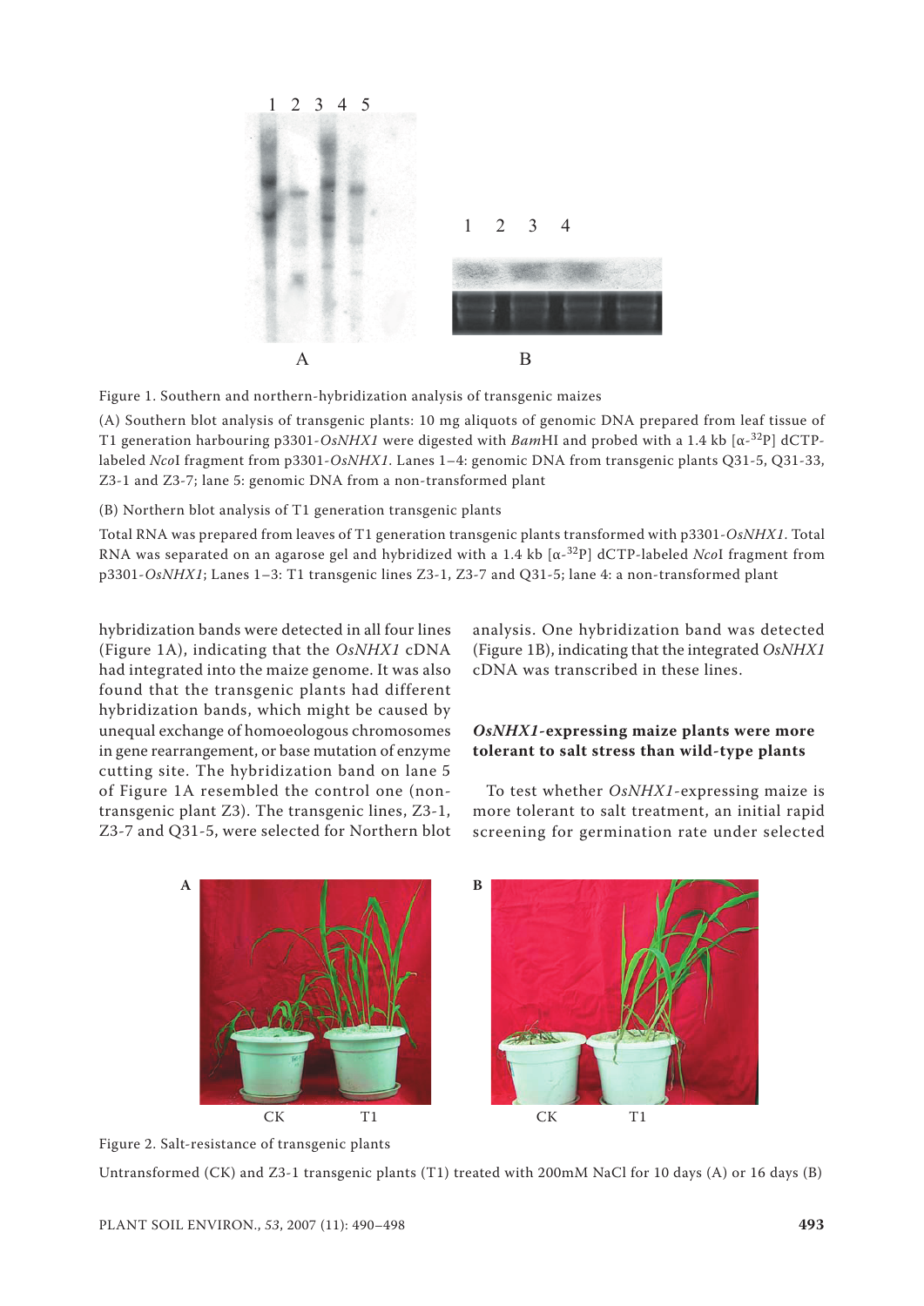Figure 1. Southern and northern-hybridization analysis of transgenic maizes

(A) Southern blot analysis of transgenic plants: 10 mg aliquots of genomic DNA prepared from leaf tissue of T1 generation harbouring p3301-*OsNHX1* were digested with *Bam*HI and probed with a 1.4 kb [α-$^{32}$P] dCTP-labeled *Nco*I fragment from p3301-*OsNHX1*. Lanes 1–4: genomic DNA from transgenic plants Q31-5, Q31-33, Z3-1 and Z3-7; lane 5: genomic DNA from a non-transformed plant

(B) Northern blot analysis of T1 generation transgenic plants

Total RNA was prepared from leaves of T1 generation transgenic plants transformed with p3301-*OsNHX1*. Total RNA was separated on an agarose gel and hybridized with a 1.4 kb [α-$^{32}$P] dCTP-labeled *Nco*I fragment from p3301-*OsNHX1*; Lanes 1–3: T1 transgenic lines Z3-1, Z3-7 and Q31-5; lane 4: a non-transformed plant

hybridization bands were detected in all four lines (Figure 1A), indicating that the *OsNHX1* cDNA had integrated into the maize genome. It was also found that the transgenic plants had different hybridization bands, which might be caused by unequal exchange of homoeologous chromosomes in gene rearrangement, or base mutation of enzyme cutting site. The hybridization band on lane 5 of Figure 1A resembled the control one (non-transgenic plant Z3). The transgenic lines, Z3-1, Z3-7 and Q31-5, were selected for Northern blot analysis. One hybridization band was detected (Figure 1B), indicating that the integrated *OsNHX1* cDNA was transcribed in these lines.

### *OsNHX1*-expressing maize plants were more tolerant to salt stress than wild-type plants

To test whether *OsNHX1*-expressing maize is more tolerant to salt treatment, an initial rapid screening for germination rate under selected

Figure 2. Salt-resistance of transgenic plants

Untransformed (CK) and Z3-1 transgenic plants (T1) treated with 200mM NaCl for 10 days (A) or 16 days (B)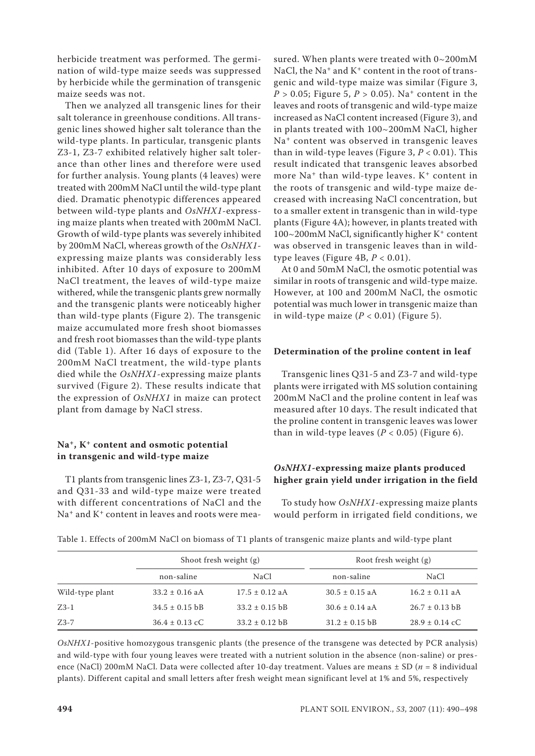herbicide treatment was performed. The germination of wild-type maize seeds was suppressed by herbicide while the germination of transgenic maize seeds was not.

Then we analyzed all transgenic lines for their salt tolerance in greenhouse conditions. All transgenic lines showed higher salt tolerance than the wild-type plants. In particular, transgenic plants Z3-1, Z3-7 exhibited relatively higher salt tolerance than other lines and therefore were used for further analysis. Young plants (4 leaves) were treated with 200mM NaCl until the wild-type plant died. Dramatic phenotypic differences appeared between wild-type plants and *OsNHX1*-expressing maize plants when treated with 200mM NaCl. Growth of wild-type plants was severely inhibited by 200mM NaCl, whereas growth of the *OsNHX1*-expressing maize plants was considerably less inhibited. After 10 days of exposure to 200mM NaCl treatment, the leaves of wild-type maize withered, while the transgenic plants grew normally and the transgenic plants were noticeably higher than wild-type plants (Figure 2). The transgenic maize accumulated more fresh shoot biomasses and fresh root biomasses than the wild-type plants did (Table 1). After 16 days of exposure to the 200mM NaCl treatment, the wild-type plants died while the *OsNHX1*-expressing maize plants survived (Figure 2). These results indicate that the expression of *OsNHX1* in maize can protect plant from damage by NaCl stress.

### $Na^+$, $K^+$ content and osmotic potential in transgenic and wild-type maize

T1 plants from transgenic lines Z3-1, Z3-7, Q31-5 and Q31-33 and wild-type maize were treated with different concentrations of NaCl and the $Na^+$ and $K^+$ content in leaves and roots were measured. When plants were treated with 0~200mM NaCl, the $Na^+$ and $K^+$ content in the root of transgenic and wild-type maize was similar (Figure 3, $P > 0.05$; Figure 5, $P > 0.05$). $Na^+$ content in the leaves and roots of transgenic and wild-type maize increased as NaCl content increased (Figure 3), and in plants treated with 100~200mM NaCl, higher $Na^+$ content was observed in transgenic leaves than in wild-type leaves (Figure 3, $P < 0.01$). This result indicated that transgenic leaves absorbed more $Na^+$ than wild-type leaves. $K^+$ content in the roots of transgenic and wild-type maize decreased with increasing NaCl concentration, but to a smaller extent in transgenic than in wild-type plants (Figure 4A); however, in plants treated with 100~200mM NaCl, significantly higher $K^+$ content was observed in transgenic leaves than in wild-type leaves (Figure 4B, $P < 0.01$).

At 0 and 50mM NaCl, the osmotic potential was similar in roots of transgenic and wild-type maize. However, at 100 and 200mM NaCl, the osmotic potential was much lower in transgenic maize than in wild-type maize ($P < 0.01$) (Figure 5).

### Determination of the proline content in leaf

Transgenic lines Q31-5 and Z3-7 and wild-type plants were irrigated with MS solution containing 200mM NaCl and the proline content in leaf was measured after 10 days. The result indicated that the proline content in transgenic leaves was lower than in wild-type leaves ($P < 0.05$) (Figure 6).

### *OsNHX1*-expressing maize plants produced higher grain yield under irrigation in the field

To study how *OsNHX1*-expressing maize plants would perform in irrigated field conditions, we

Table 1. Effects of 200mM NaCl on biomass of T1 plants of transgenic maize plants and wild-type plant

| | Shoot fresh weight (g) | | Root fresh weight (g) | |
|---|---|---|---|---|
| | non-saline | NaCl | non-saline | NaCl |
| Wild-type plant | 33.2 ± 0.16 aA | 17.5 ± 0.12 aA | 30.5 ± 0.15 aA | 16.2 ± 0.11 aA |
| Z3-1 | 34.5 ± 0.15 bB | 33.2 ± 0.15 bB | 30.6 ± 0.14 aA | 26.7 ± 0.13 bB |
| Z3-7 | 36.4 ± 0.13 cC | 33.2 ± 0.12 bB | 31.2 ± 0.15 bB | 28.9 ± 0.14 cC |

*OsNHX1*-positive homozygous transgenic plants (the presence of the transgene was detected by PCR analysis) and wild-type with four young leaves were treated with a nutrient solution in the absence (non-saline) or presence (NaCl) 200mM NaCl. Data were collected after 10-day treatment. Values are means ± SD ($n = 8$ individual plants). Different capital and small letters after fresh weight mean significant level at 1% and 5%, respectively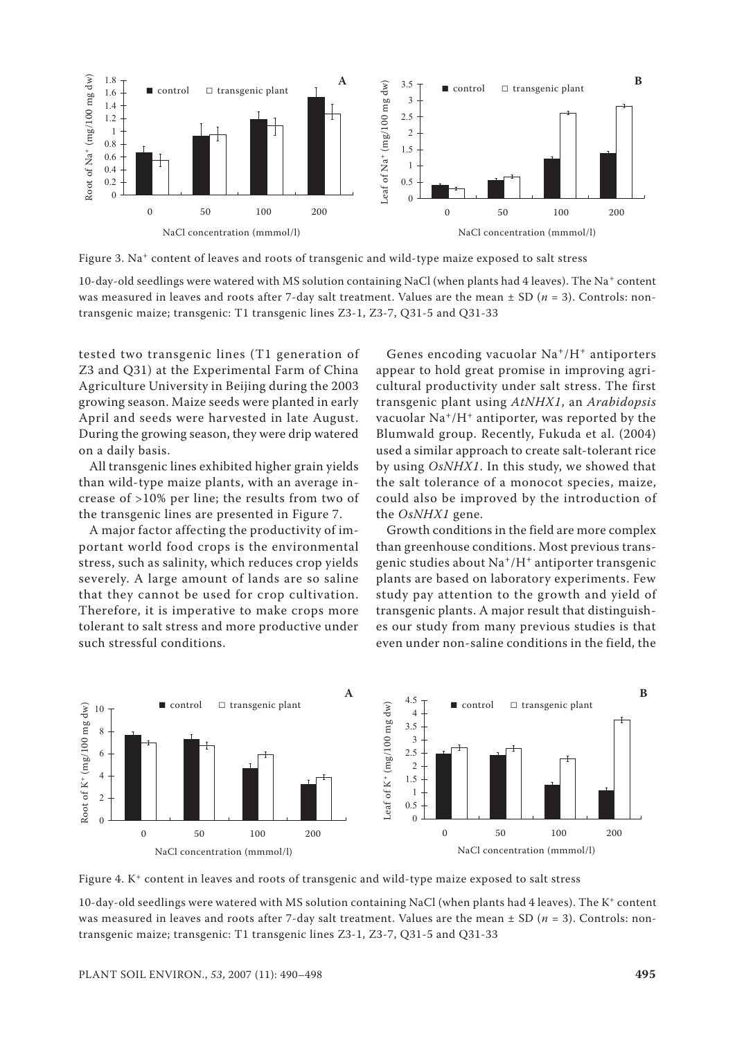Figure 3. $Na^+$ content of leaves and roots of transgenic and wild-type maize exposed to salt stress

10-day-old seedlings were watered with MS solution containing NaCl (when plants had 4 leaves). The $Na^+$ content was measured in leaves and roots after 7-day salt treatment. Values are the mean ± SD (*n* = 3). Controls: non-transgenic maize; transgenic: T1 transgenic lines Z3-1, Z3-7, Q31-5 and Q31-33

tested two transgenic lines (T1 generation of Z3 and Q31) at the Experimental Farm of China Agriculture University in Beijing during the 2003 growing season. Maize seeds were planted in early April and seeds were harvested in late August. During the growing season, they were drip watered on a daily basis.

All transgenic lines exhibited higher grain yields than wild-type maize plants, with an average increase of >10% per line; the results from two of the transgenic lines are presented in Figure 7.

A major factor affecting the productivity of important world food crops is the environmental stress, such as salinity, which reduces crop yields severely. A large amount of lands are so saline that they cannot be used for crop cultivation. Therefore, it is imperative to make crops more tolerant to salt stress and more productive under such stressful conditions.

Genes encoding vacuolar $Na^+/H^+$ antiporters appear to hold great promise in improving agricultural productivity under salt stress. The first transgenic plant using *AtNHX1*, an *Arabidopsis* vacuolar $Na^+/H^+$ antiporter, was reported by the Blumwald group. Recently, Fukuda et al. (2004) used a similar approach to create salt-tolerant rice by using *OsNHX1*. In this study, we showed that the salt tolerance of a monocot species, maize, could also be improved by the introduction of the *OsNHX1* gene.

Growth conditions in the field are more complex than greenhouse conditions. Most previous transgenic studies about $Na^+/H^+$ antiporter transgenic plants are based on laboratory experiments. Few study pay attention to the growth and yield of transgenic plants. A major result that distinguishes our study from many previous studies is that even under non-saline conditions in the field, the

Figure 4. $K^+$ content in leaves and roots of transgenic and wild-type maize exposed to salt stress

10-day-old seedlings were watered with MS solution containing NaCl (when plants had 4 leaves). The $K^+$ content was measured in leaves and roots after 7-day salt treatment. Values are the mean ± SD (*n* = 3). Controls: non-transgenic maize; transgenic: T1 transgenic lines Z3-1, Z3-7, Q31-5 and Q31-33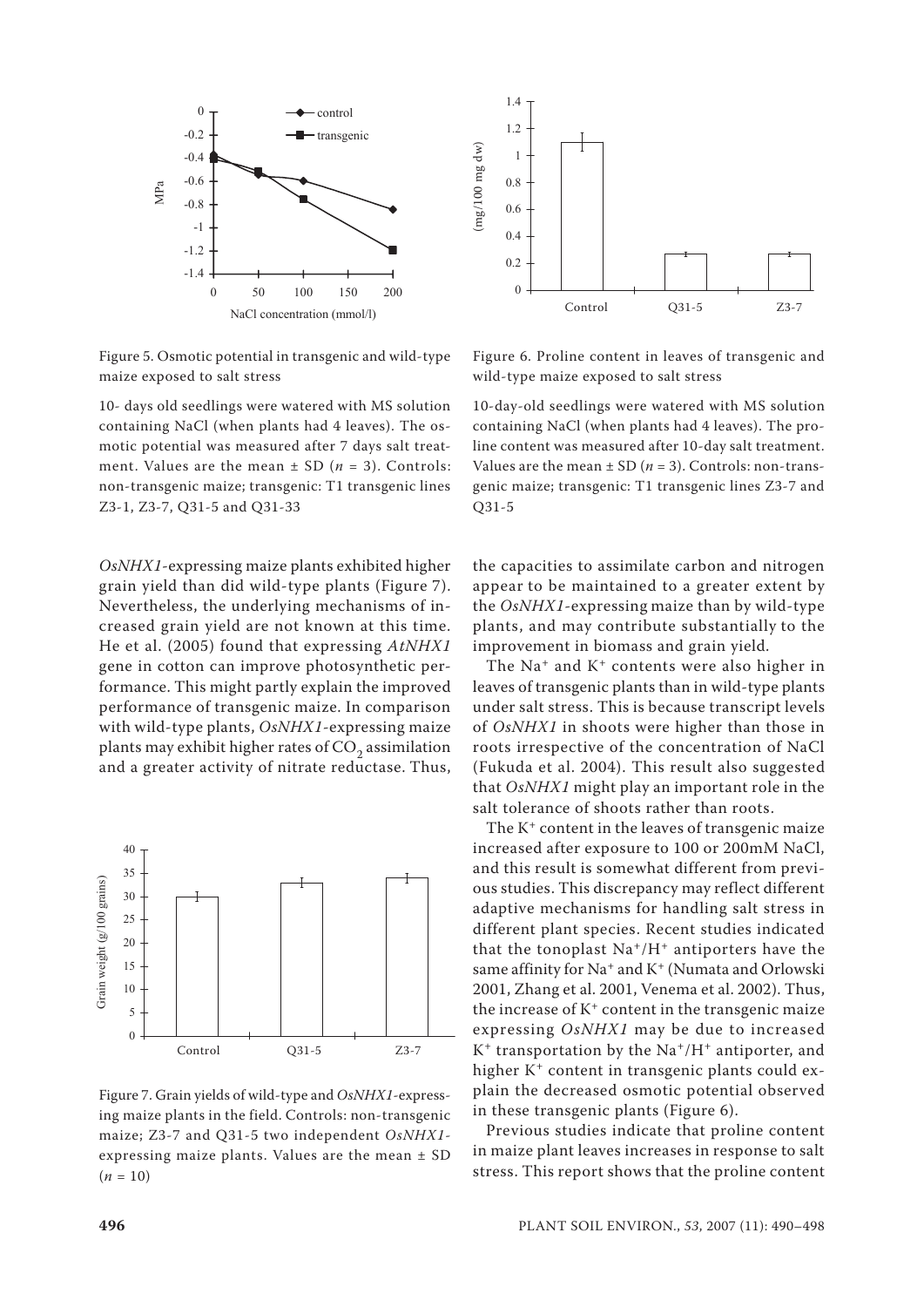Figure 5. Osmotic potential in transgenic and wild-type maize exposed to salt stress

10- days old seedlings were watered with MS solution containing NaCl (when plants had 4 leaves). The osmotic potential was measured after 7 days salt treatment. Values are the mean ± SD ($n$ = 3). Controls: non-transgenic maize; transgenic: T1 transgenic lines Z3-1, Z3-7, Q31-5 and Q31-33

Figure 6. Proline content in leaves of transgenic and wild-type maize exposed to salt stress

10-day-old seedlings were watered with MS solution containing NaCl (when plants had 4 leaves). The proline content was measured after 10-day salt treatment. Values are the mean ± SD ($n$ = 3). Controls: non-transgenic maize; transgenic: T1 transgenic lines Z3-7 and Q31-5

*OsNHX1*-expressing maize plants exhibited higher grain yield than did wild-type plants (Figure 7). Nevertheless, the underlying mechanisms of increased grain yield are not known at this time. He et al. (2005) found that expressing *AtNHX1* gene in cotton can improve photosynthetic performance. This might partly explain the improved performance of transgenic maize. In comparison with wild-type plants, *OsNHX1*-expressing maize plants may exhibit higher rates of $CO_2$ assimilation and a greater activity of nitrate reductase. Thus, the capacities to assimilate carbon and nitrogen appear to be maintained to a greater extent by the *OsNHX1*-expressing maize than by wild-type plants, and may contribute substantially to the improvement in biomass and grain yield.

Figure 7. Grain yields of wild-type and *OsNHX1*-expressing maize plants in the field. Controls: non-transgenic maize; Z3-7 and Q31-5 two independent *OsNHX1*-expressing maize plants. Values are the mean ± SD ($n$ = 10)

The $Na^+$ and $K^+$ contents were also higher in leaves of transgenic plants than in wild-type plants under salt stress. This is because transcript levels of *OsNHX1* in shoots were higher than those in roots irrespective of the concentration of NaCl (Fukuda et al. 2004). This result also suggested that *OsNHX1* might play an important role in the salt tolerance of shoots rather than roots.

The $K^+$ content in the leaves of transgenic maize increased after exposure to 100 or 200mM NaCl, and this result is somewhat different from previous studies. This discrepancy may reflect different adaptive mechanisms for handling salt stress in different plant species. Recent studies indicated that the tonoplast $Na^+/H^+$ antiporters have the same affinity for $Na^+$ and $K^+$ (Numata and Orlowski 2001, Zhang et al. 2001, Venema et al. 2002). Thus, the increase of $K^+$ content in the transgenic maize expressing *OsNHX1* may be due to increased $K^+$ transportation by the $Na^+/H^+$ antiporter, and higher $K^+$ content in transgenic plants could explain the decreased osmotic potential observed in these transgenic plants (Figure 6).

Previous studies indicate that proline content in maize plant leaves increases in response to salt stress. This report shows that the proline content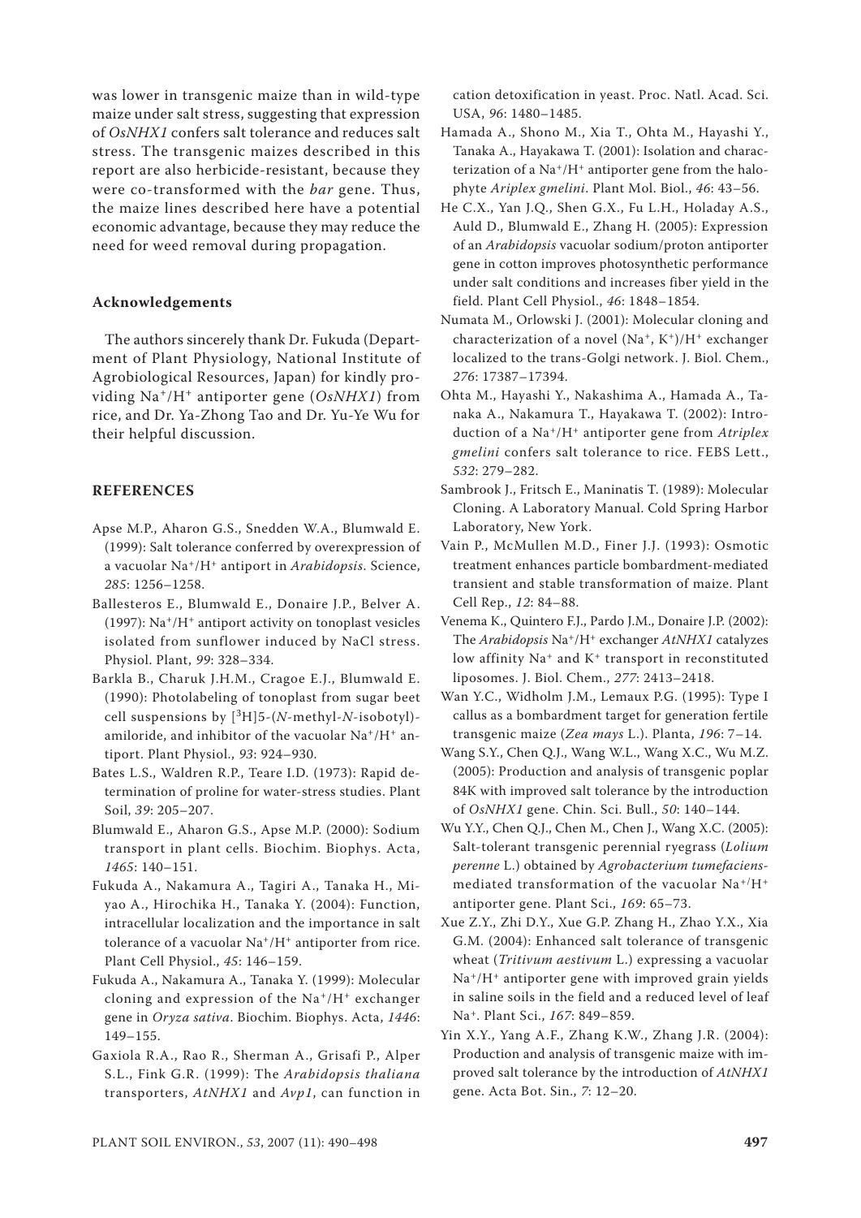was lower in transgenic maize than in wild-type maize under salt stress, suggesting that expression of *OsNHX1* confers salt tolerance and reduces salt stress. The transgenic maizes described in this report are also herbicide-resistant, because they were co-transformed with the *bar* gene. Thus, the maize lines described here have a potential economic advantage, because they may reduce the need for weed removal during propagation.

### Acknowledgements

The authors sincerely thank Dr. Fukuda (Department of Plant Physiology, National Institute of Agrobiological Resources, Japan) for kindly providing $Na^+/H^+$ antiporter gene (*OsNHX1*) from rice, and Dr. Ya-Zhong Tao and Dr. Yu-Ye Wu for their helpful discussion.

### REFERENCES

Apse M.P., Aharon G.S., Snedden W.A., Blumwald E. (1999): Salt tolerance conferred by overexpression of a vacuolar $Na^+/H^+$ antiport in *Arabidopsis*. Science, *285*: 1256–1258.

Ballesteros E., Blumwald E., Donaire J.P., Belver A. (1997): $Na^+/H^+$ antiport activity on tonoplast vesicles isolated from sunflower induced by NaCl stress. Physiol. Plant, *99*: 328–334.

Barkla B., Charuk J.H.M., Cragoe E.J., Blumwald E. (1990): Photolabeling of tonoplast from sugar beet cell suspensions by $[^3H]$5-(*N*-methyl-*N*-isobotyl)-amiloride, and inhibitor of the vacuolar $Na^+/H^+$ antiport. Plant Physiol., *93*: 924–930.

Bates L.S., Waldren R.P., Teare I.D. (1973): Rapid determination of proline for water-stress studies. Plant Soil, *39*: 205–207.

Blumwald E., Aharon G.S., Apse M.P. (2000): Sodium transport in plant cells. Biochim. Biophys. Acta, *1465*: 140–151.

Fukuda A., Nakamura A., Tagiri A., Tanaka H., Miyao A., Hirochika H., Tanaka Y. (2004): Function, intracellular localization and the importance in salt tolerance of a vacuolar $Na^+/H^+$ antiporter from rice. Plant Cell Physiol., *45*: 146–159.

Fukuda A., Nakamura A., Tanaka Y. (1999): Molecular cloning and expression of the $Na^+/H^+$ exchanger gene in *Oryza sativa*. Biochim. Biophys. Acta, *1446*: 149–155.

Gaxiola R.A., Rao R., Sherman A., Grisafi P., Alper S.L., Fink G.R. (1999): The *Arabidopsis thaliana* transporters, *AtNHX1* and *Avp1*, can function in cation detoxification in yeast. Proc. Natl. Acad. Sci. USA, *96*: 1480–1485.

Hamada A., Shono M., Xia T., Ohta M., Hayashi Y., Tanaka A., Hayakawa T. (2001): Isolation and characterization of a $Na^+/H^+$ antiporter gene from the halophyte *Ariplex gmelini*. Plant Mol. Biol., *46*: 43–56.

He C.X., Yan J.Q., Shen G.X., Fu L.H., Holaday A.S., Auld D., Blumwald E., Zhang H. (2005): Expression of an *Arabidopsis* vacuolar sodium/proton antiporter gene in cotton improves photosynthetic performance under salt conditions and increases fiber yield in the field. Plant Cell Physiol., *46*: 1848–1854.

Numata M., Orlowski J. (2001): Molecular cloning and characterization of a novel $(Na^+, K^+)/H^+$ exchanger localized to the trans-Golgi network. J. Biol. Chem., *276*: 17387–17394.

Ohta M., Hayashi Y., Nakashima A., Hamada A., Tanaka A., Nakamura T., Hayakawa T. (2002): Introduction of a $Na^+/H^+$ antiporter gene from *Atriplex gmelini* confers salt tolerance to rice. FEBS Lett., *532*: 279–282.

Sambrook J., Fritsch E., Maninatis T. (1989): Molecular Cloning. A Laboratory Manual. Cold Spring Harbor Laboratory, New York.

Vain P., McMullen M.D., Finer J.J. (1993): Osmotic treatment enhances particle bombardment-mediated transient and stable transformation of maize. Plant Cell Rep., *12*: 84–88.

Venema K., Quintero F.J., Pardo J.M., Donaire J.P. (2002): The *Arabidopsis* $Na^+/H^+$ exchanger *AtNHX1* catalyzes low affinity $Na^+$ and $K^+$ transport in reconstituted liposomes. J. Biol. Chem., *277*: 2413–2418.

Wan Y.C., Widholm J.M., Lemaux P.G. (1995): Type I callus as a bombardment target for generation fertile transgenic maize (*Zea mays* L.). Planta, *196*: 7–14.

Wang S.Y., Chen Q.J., Wang W.L., Wang X.C., Wu M.Z. (2005): Production and analysis of transgenic poplar 84K with improved salt tolerance by the introduction of *OsNHX1* gene. Chin. Sci. Bull., *50*: 140–144.

Wu Y.Y., Chen Q.J., Chen M., Chen J., Wang X.C. (2005): Salt-tolerant transgenic perennial ryegrass (*Lolium perenne* L.) obtained by *Agrobacterium tumefaciens*-mediated transformation of the vacuolar $Na^+/H^+$ antiporter gene. Plant Sci., *169*: 65–73.

Xue Z.Y., Zhi D.Y., Xue G.P. Zhang H., Zhao Y.X., Xia G.M. (2004): Enhanced salt tolerance of transgenic wheat (*Tritivum aestivum* L.) expressing a vacuolar $Na^+/H^+$ antiporter gene with improved grain yields in saline soils in the field and a reduced level of leaf $Na^+$. Plant Sci., *167*: 849–859.

Yin X.Y., Yang A.F., Zhang K.W., Zhang J.R. (2004): Production and analysis of transgenic maize with improved salt tolerance by the introduction of *AtNHX1* gene. Acta Bot. Sin., *7*: 12–20.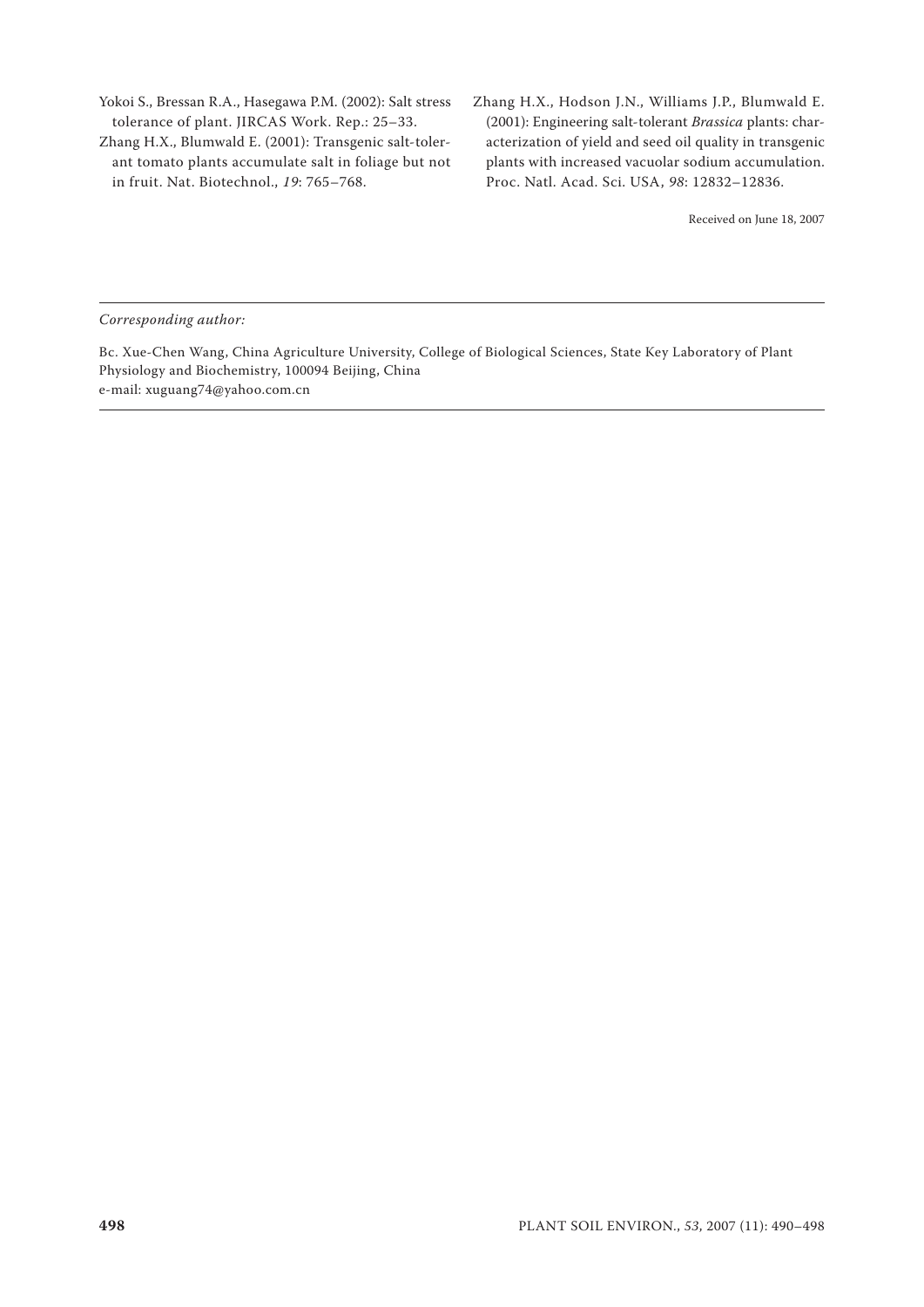Yokoi S., Bressan R.A., Hasegawa P.M. (2002): Salt stress tolerance of plant. JIRCAS Work. Rep.: 25–33.

Zhang H.X., Blumwald E. (2001): Transgenic salt-tolerant tomato plants accumulate salt in foliage but not in fruit. Nat. Biotechnol., *19*: 765–768.

Zhang H.X., Hodson J.N., Williams J.P., Blumwald E. (2001): Engineering salt-tolerant *Brassica* plants: characterization of yield and seed oil quality in transgenic plants with increased vacuolar sodium accumulation. Proc. Natl. Acad. Sci. USA, *98*: 12832–12836.

Received on June 18, 2007

*Corresponding author:*

Bc. Xue-Chen Wang, China Agriculture University, College of Biological Sciences, State Key Laboratory of Plant Physiology and Biochemistry, 100094 Beijing, China
e-mail: xuguang74@yahoo.com.cn